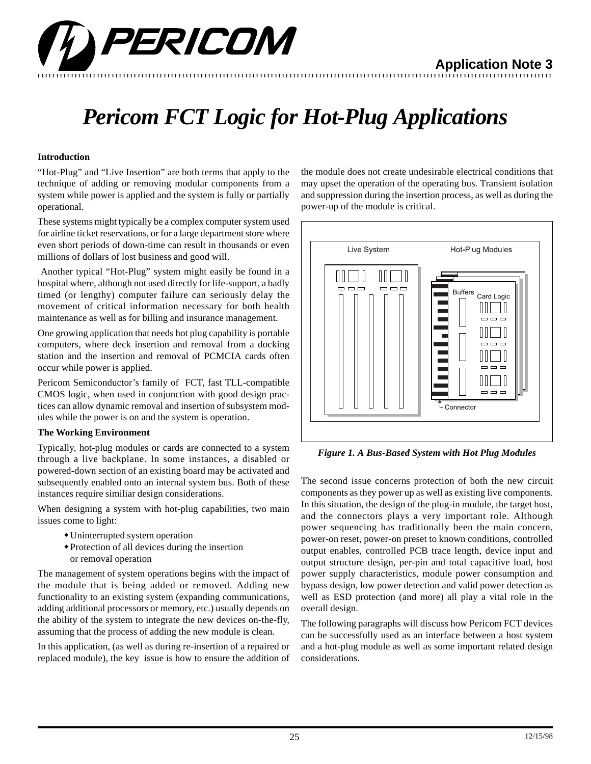# Pericom FCT Logic for Hot-Plug Applications

### Introduction

"Hot-Plug" and "Live Insertion" are both terms that apply to the technique of adding or removing modular components from a system while power is applied and the system is fully or partially operational.

These systems might typically be a complex computer system used for airline ticket reservations, or for a large department store where even short periods of down-time can result in thousands or even millions of dollars of lost business and good will.

Another typical "Hot-Plug" system might easily be found in a hospital where, although not used directly for life-support, a badly timed (or lengthy) computer failure can seriously delay the movement of critical information necessary for both health maintenance as well as for billing and insurance management.

One growing application that needs hot plug capability is portable computers, where deck insertion and removal from a docking station and the insertion and removal of PCMCIA cards often occur while power is applied.

Pericom Semiconductor's family of FCT, fast TLL-compatible CMOS logic, when used in conjunction with good design practices can allow dynamic removal and insertion of subsystem modules while the power is on and the system is operation.

### The Working Environment

Typically, hot-plug modules or cards are connected to a system through a live backplane. In some instances, a disabled or powered-down section of an existing board may be activated and subsequently enabled onto an internal system bus. Both of these instances require similiar design considerations.

When designing a system with hot-plug capabilities, two main issues come to light:

- Uninterrupted system operation
- Protection of all devices during the insertion or removal operation

The management of system operations begins with the impact of the module that is being added or removed. Adding new functionality to an existing system (expanding communications, adding additional processors or memory, etc.) usually depends on the ability of the system to integrate the new devices on-the-fly, assuming that the process of adding the new module is clean.

In this application, (as well as during re-insertion of a repaired or replaced module), the key issue is how to ensure the addition of the module does not create undesirable electrical conditions that may upset the operation of the operating bus. Transient isolation and suppression during the insertion process, as well as during the power-up of the module is critical.

*Figure 1. A Bus-Based System with Hot Plug Modules*

The second issue concerns protection of both the new circuit components as they power up as well as existing live components. In this situation, the design of the plug-in module, the target host, and the connectors plays a very important role. Although power sequencing has traditionally been the main concern, power-on reset, power-on preset to known conditions, controlled output enables, controlled PCB trace length, device input and output structure design, per-pin and total capacitive load, host power supply characteristics, module power consumption and bypass design, low power detection and valid power detection as well as ESD protection (and more) all play a vital role in the overall design.

The following paragraphs will discuss how Pericom FCT devices can be successfully used as an interface between a host system and a hot-plug module as well as some important related design considerations.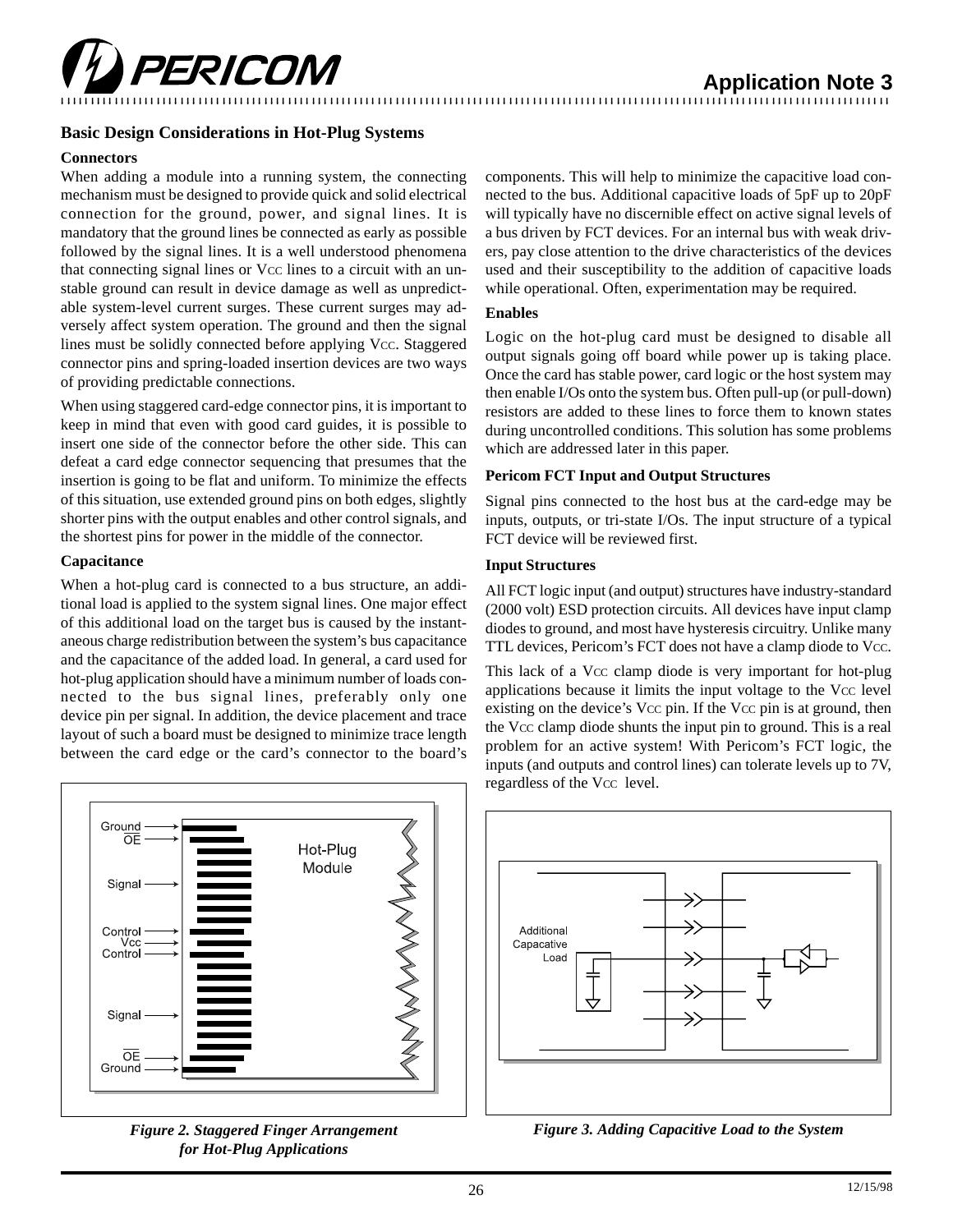## Basic Design Considerations in Hot-Plug Systems

### Connectors

When adding a module into a running system, the connecting mechanism must be designed to provide quick and solid electrical connection for the ground, power, and signal lines. It is mandatory that the ground lines be connected as early as possible followed by the signal lines. It is a well understood phenomena that connecting signal lines or $V_{CC}$ lines to a circuit with an unstable ground can result in device damage as well as unpredictable system-level current surges. These current surges may adversely affect system operation. The ground and then the signal lines must be solidly connected before applying $V_{CC}$. Staggered connector pins and spring-loaded insertion devices are two ways of providing predictable connections.

When using staggered card-edge connector pins, it is important to keep in mind that even with good card guides, it is possible to insert one side of the connector before the other side. This can defeat a card edge connector sequencing that presumes that the insertion is going to be flat and uniform. To minimize the effects of this situation, use extended ground pins on both edges, slightly shorter pins with the output enables and other control signals, and the shortest pins for power in the middle of the connector.

### Capacitance

When a hot-plug card is connected to a bus structure, an additional load is applied to the system signal lines. One major effect of this additional load on the target bus is caused by the instantaneous charge redistribution between the system's bus capacitance and the capacitance of the added load. In general, a card used for hot-plug application should have a minimum number of loads connected to the bus signal lines, preferably only one device pin per signal. In addition, the device placement and trace layout of such a board must be designed to minimize trace length between the card edge or the card's connector to the board's components. This will help to minimize the capacitive load connected to the bus. Additional capacitive loads of 5pF up to 20pF will typically have no discernible effect on active signal levels of a bus driven by FCT devices. For an internal bus with weak drivers, pay close attention to the drive characteristics of the devices used and their susceptibility to the addition of capacitive loads while operational. Often, experimentation may be required.

*Figure 2. Staggered Finger Arrangement for Hot-Plug Applications*

### Enables

Logic on the hot-plug card must be designed to disable all output signals going off board while power up is taking place. Once the card has stable power, card logic or the host system may then enable I/Os onto the system bus. Often pull-up (or pull-down) resistors are added to these lines to force them to known states during uncontrolled conditions. This solution has some problems which are addressed later in this paper.

### Pericom FCT Input and Output Structures

Signal pins connected to the host bus at the card-edge may be inputs, outputs, or tri-state I/Os. The input structure of a typical FCT device will be reviewed first.

### Input Structures

All FCT logic input (and output) structures have industry-standard (2000 volt) ESD protection circuits. All devices have input clamp diodes to ground, and most have hysteresis circuitry. Unlike many TTL devices, Pericom's FCT does not have a clamp diode to $V_{CC}$.

This lack of a $V_{CC}$ clamp diode is very important for hot-plug applications because it limits the input voltage to the $V_{CC}$ level existing on the device's $V_{CC}$ pin. If the $V_{CC}$ pin is at ground, then the $V_{CC}$ clamp diode shunts the input pin to ground. This is a real problem for an active system! With Pericom's FCT logic, the inputs (and outputs and control lines) can tolerate levels up to 7V, regardless of the $V_{CC}$ level.

*Figure 3. Adding Capacitive Load to the System*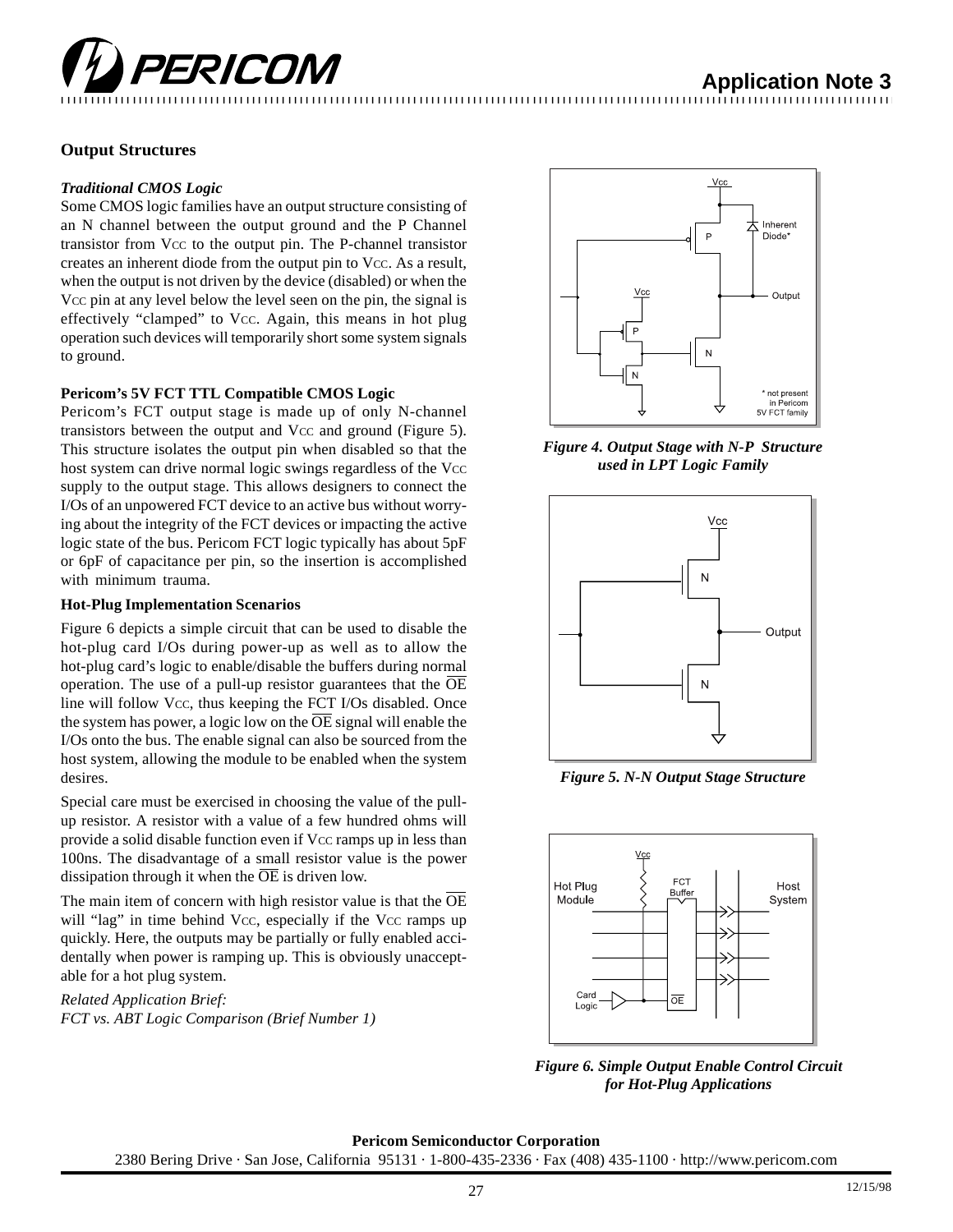## Output Structures

### *Traditional CMOS Logic*

Some CMOS logic families have an output structure consisting of an N channel between the output ground and the P Channel transistor from VCC to the output pin. The P-channel transistor creates an inherent diode from the output pin to VCC. As a result, when the output is not driven by the device (disabled) or when the VCC pin at any level below the level seen on the pin, the signal is effectively "clamped" to VCC. Again, this means in hot plug operation such devices will temporarily short some system signals to ground.

### Pericom's 5V FCT TTL Compatible CMOS Logic

Pericom's FCT output stage is made up of only N-channel transistors between the output and VCC and ground (Figure 5). This structure isolates the output pin when disabled so that the host system can drive normal logic swings regardless of the VCC supply to the output stage. This allows designers to connect the I/Os of an unpowered FCT device to an active bus without worrying about the integrity of the FCT devices or impacting the active logic state of the bus. Pericom FCT logic typically has about 5pF or 6pF of capacitance per pin, so the insertion is accomplished with minimum trauma.

### Hot-Plug Implementation Scenarios

Figure 6 depicts a simple circuit that can be used to disable the hot-plug card I/Os during power-up as well as to allow the hot-plug card's logic to enable/disable the buffers during normal operation. The use of a pull-up resistor guarantees that the $\overline{OE}$ line will follow VCC, thus keeping the FCT I/Os disabled. Once the system has power, a logic low on the $\overline{OE}$ signal will enable the I/Os onto the bus. The enable signal can also be sourced from the host system, allowing the module to be enabled when the system desires.

Special care must be exercised in choosing the value of the pull-up resistor. A resistor with a value of a few hundred ohms will provide a solid disable function even if VCC ramps up in less than 100ns. The disadvantage of a small resistor value is the power dissipation through it when the $\overline{OE}$ is driven low.

The main item of concern with high resistor value is that the $\overline{OE}$ will "lag" in time behind VCC, especially if the VCC ramps up quickly. Here, the outputs may be partially or fully enabled accidentally when power is ramping up. This is obviously unacceptable for a hot plug system.

*Related Application Brief:*
*FCT vs. ABT Logic Comparison (Brief Number 1)*

*Figure 4. Output Stage with N-P Structure used in LPT Logic Family*

*Figure 5. N-N Output Stage Structure*

*Figure 6. Simple Output Enable Control Circuit for Hot-Plug Applications*